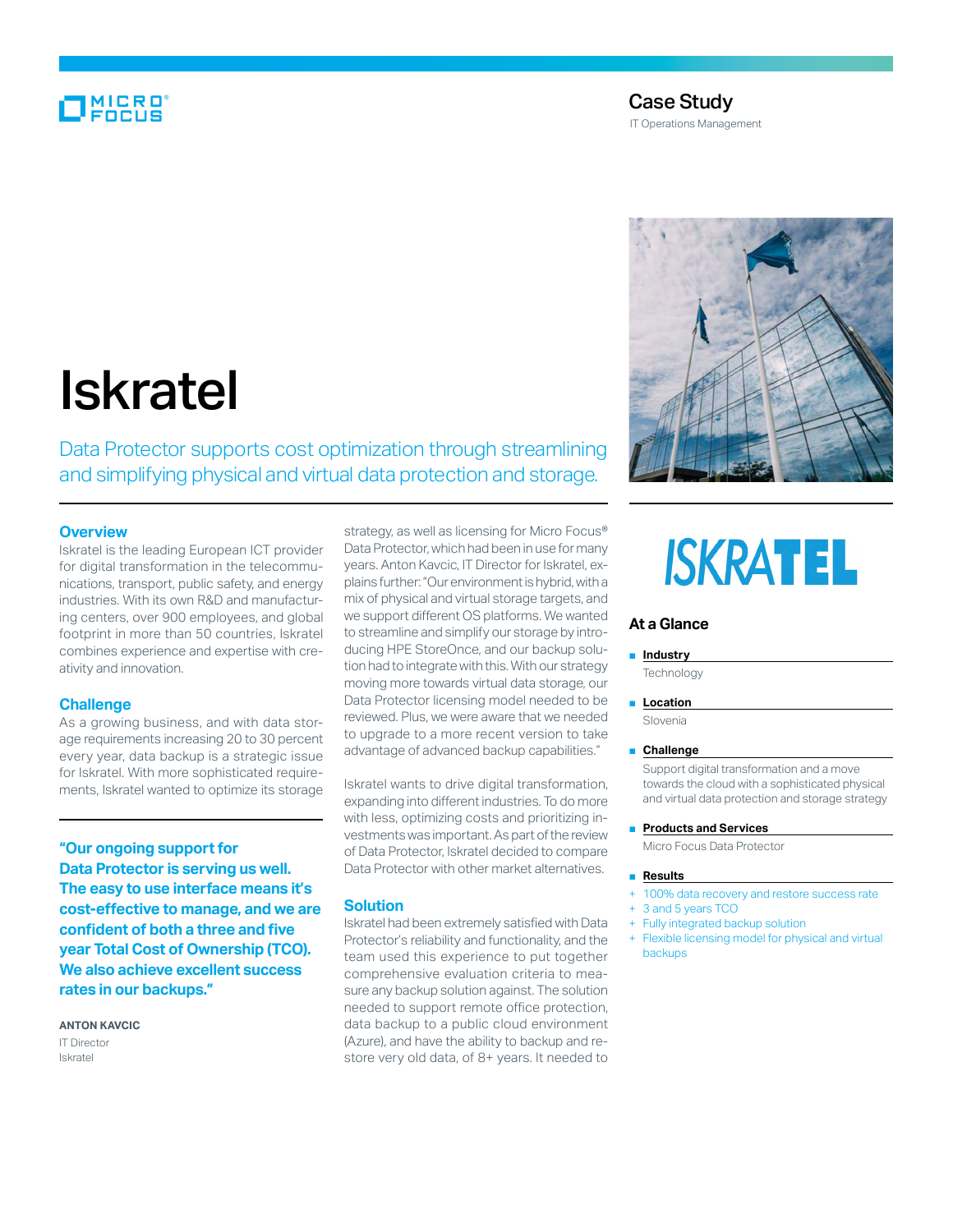Case Study

IT Operations Management

# Iskratel

Data Protector supports cost optimization through streamlining and simplifying physical and virtual data protection and storage.

## Overview

Iskratel is the leading European ICT provider for digital transformation in the telecommunications, transport, public safety, and energy industries. With its own R&D and manufacturing centers, over 900 employees, and global footprint in more than 50 countries, Iskratel combines experience and expertise with creativity and innovation.

## Challenge

As a growing business, and with data storage requirements increasing 20 to 30 percent every year, data backup is a strategic issue for Iskratel. With more sophisticated requirements, Iskratel wanted to optimize its storage strategy, as well as licensing for Micro Focus® Data Protector, which had been in use for many years. Anton Kavcic, IT Director for Iskratel, explains further: "Our environment is hybrid, with a mix of physical and virtual storage targets, and we support different OS platforms. We wanted to streamline and simplify our storage by introducing HPE StoreOnce, and our backup solution had to integrate with this. With our strategy moving more towards virtual data storage, our Data Protector licensing model needed to be reviewed. Plus, we were aware that we needed to upgrade to a more recent version to take advantage of advanced backup capabilities."

Iskratel wants to drive digital transformation, expanding into different industries. To do more with less, optimizing costs and prioritizing investments was important. As part of the review of Data Protector, Iskratel decided to compare Data Protector with other market alternatives.

**"Our ongoing support for Data Protector is serving us well. The easy to use interface means it's cost-effective to manage, and we are confident of both a three and five year Total Cost of Ownership (TCO). We also achieve excellent success rates in our backups."**

**ANTON KAVCIC**
IT Director
Iskratel

## Solution

Iskratel had been extremely satisfied with Data Protector's reliability and functionality, and the team used this experience to put together comprehensive evaluation criteria to measure any backup solution against. The solution needed to support remote office protection, data backup to a public cloud environment (Azure), and have the ability to backup and restore very old data, of 8+ years. It needed to

ISKRATEL

## At a Glance

- **Industry**
  Technology
- **Location**
  Slovenia
- **Challenge**
  Support digital transformation and a move towards the cloud with a sophisticated physical and virtual data protection and storage strategy
- **Products and Services**
  Micro Focus Data Protector
- **Results**
  + 100% data recovery and restore success rate
  + 3 and 5 years TCO
  + Fully integrated backup solution
  + Flexible licensing model for physical and virtual backups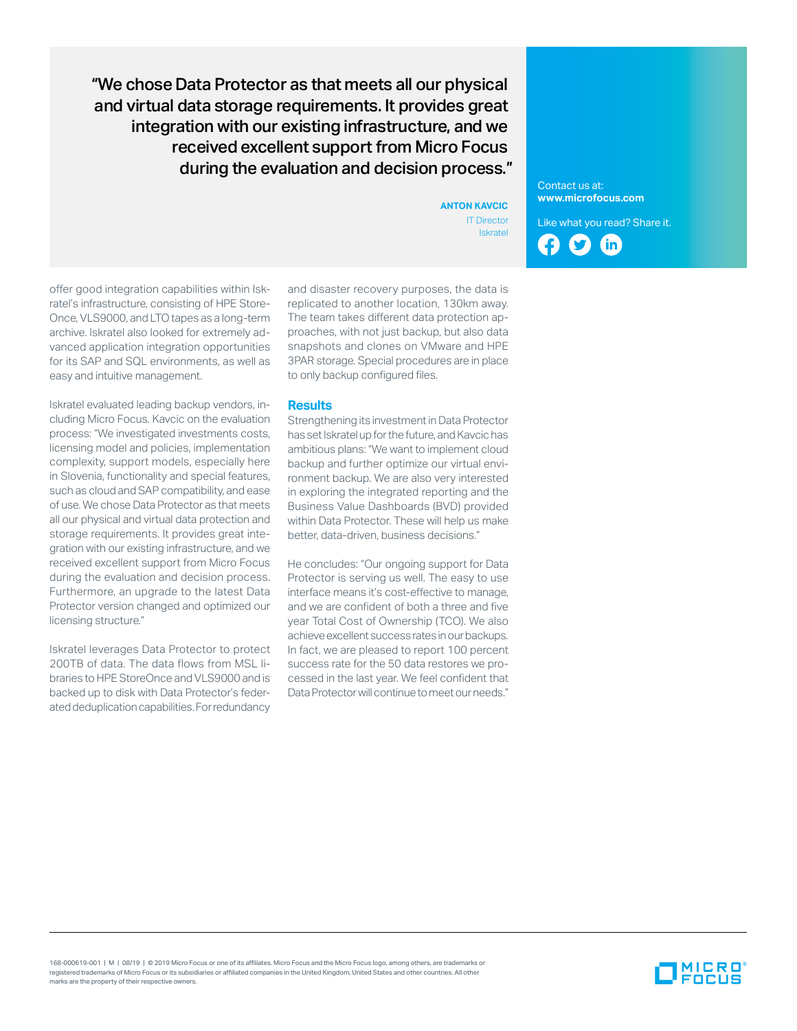> "We chose Data Protector as that meets all our physical and virtual data storage requirements. It provides great integration with our existing infrastructure, and we received excellent support from Micro Focus during the evaluation and decision process."
>
> **ANTON KAVCIC**
> IT Director
> Iskratel

Contact us at:
**www.microfocus.com**

Like what you read? Share it.

offer good integration capabilities within Iskratel's infrastructure, consisting of HPE StoreOnce, VLS9000, and LTO tapes as a long-term archive. Iskratel also looked for extremely advanced application integration opportunities for its SAP and SQL environments, as well as easy and intuitive management.

Iskratel evaluated leading backup vendors, including Micro Focus. Kavcic on the evaluation process: "We investigated investments costs, licensing model and policies, implementation complexity, support models, especially here in Slovenia, functionality and special features, such as cloud and SAP compatibility, and ease of use. We chose Data Protector as that meets all our physical and virtual data protection and storage requirements. It provides great integration with our existing infrastructure, and we received excellent support from Micro Focus during the evaluation and decision process. Furthermore, an upgrade to the latest Data Protector version changed and optimized our licensing structure."

Iskratel leverages Data Protector to protect 200TB of data. The data flows from MSL libraries to HPE StoreOnce and VLS9000 and is backed up to disk with Data Protector's federated deduplication capabilities. For redundancy and disaster recovery purposes, the data is replicated to another location, 130km away. The team takes different data protection approaches, with not just backup, but also data snapshots and clones on VMware and HPE 3PAR storage. Special procedures are in place to only backup configured files.

## Results

Strengthening its investment in Data Protector has set Iskratel up for the future, and Kavcic has ambitious plans: "We want to implement cloud backup and further optimize our virtual environment backup. We are also very interested in exploring the integrated reporting and the Business Value Dashboards (BVD) provided within Data Protector. These will help us make better, data-driven, business decisions."

He concludes: "Our ongoing support for Data Protector is serving us well. The easy to use interface means it's cost-effective to manage, and we are confident of both a three and five year Total Cost of Ownership (TCO). We also achieve excellent success rates in our backups. In fact, we are pleased to report 100 percent success rate for the 50 data restores we processed in the last year. We feel confident that Data Protector will continue to meet our needs."

168-000619-001 | M | 08/19 | © 2019 Micro Focus or one of its affiliates. Micro Focus and the Micro Focus logo, among others, are trademarks or registered trademarks of Micro Focus or its subsidiaries or affiliated companies in the United Kingdom, United States and other countries. All other marks are the property of their respective owners.